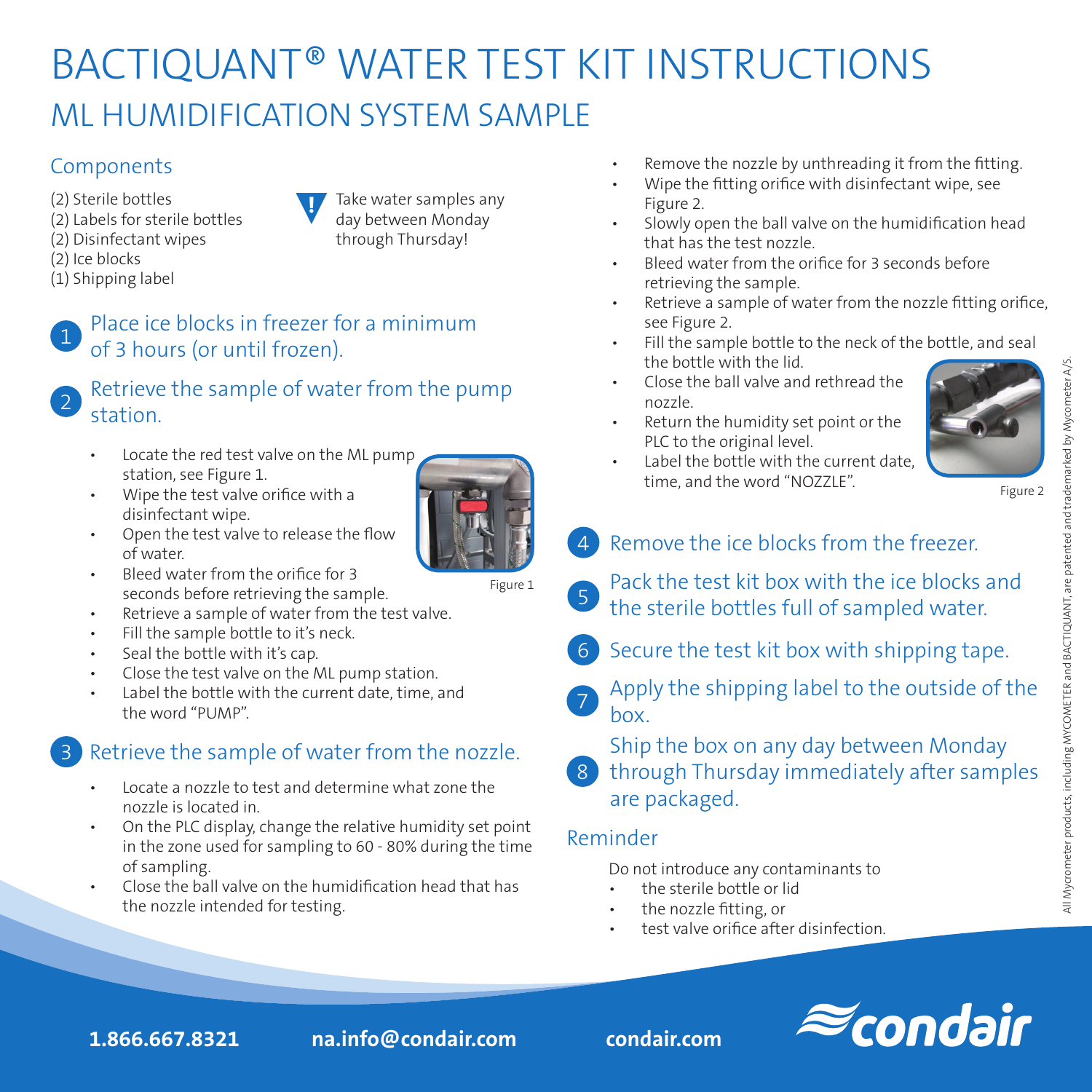# BACTIQUANT® WATER TEST KIT INSTRUCTIONS

## ML HUMIDIFICATION SYSTEM SAMPLE

### Components

(2) Sterile bottles
(2) Labels for sterile bottles
(2) Disinfectant wipes
(2) Ice blocks
(1) Shipping label

**!** Take water samples any day between Monday through Thursday!

### 1 Place ice blocks in freezer for a minimum of 3 hours (or until frozen).

### 2 Retrieve the sample of water from the pump station.

- Locate the red test valve on the ML pump station, see Figure 1.
- Wipe the test valve orifice with a disinfectant wipe.
- Open the test valve to release the flow of water.
- Bleed water from the orifice for 3 seconds before retrieving the sample.
- Retrieve a sample of water from the test valve.
- Fill the sample bottle to it's neck.
- Seal the bottle with it's cap.
- Close the test valve on the ML pump station.
- Label the bottle with the current date, time, and the word "PUMP".

Figure 1

### 3 Retrieve the sample of water from the nozzle.

- Locate a nozzle to test and determine what zone the nozzle is located in.
- On the PLC display, change the relative humidity set point in the zone used for sampling to 60 - 80% during the time of sampling.
- Close the ball valve on the humidification head that has the nozzle intended for testing.
- Remove the nozzle by unthreading it from the fitting.
- Wipe the fitting orifice with disinfectant wipe, see Figure 2.
- Slowly open the ball valve on the humidification head that has the test nozzle.
- Bleed water from the orifice for 3 seconds before retrieving the sample.
- Retrieve a sample of water from the nozzle fitting orifice, see Figure 2.
- Fill the sample bottle to the neck of the bottle, and seal the bottle with the lid.
- Close the ball valve and rethread the nozzle.
- Return the humidity set point or the PLC to the original level.
- Label the bottle with the current date, time, and the word "NOZZLE".

Figure 2

### 4 Remove the ice blocks from the freezer.

### 5 Pack the test kit box with the ice blocks and the sterile bottles full of sampled water.

### 6 Secure the test kit box with shipping tape.

### 7 Apply the shipping label to the outside of the box.

### 8 Ship the box on any day between Monday through Thursday immediately after samples are packaged.

### Reminder

Do not introduce any contaminants to

- the sterile bottle or lid
- the nozzle fitting, or
- test valve orifice after disinfection.

All Mycometer products, including MYCOMETER and BACTIQUANT, are patented and trademarked by Mycometer A/S.

**1.866.667.8321** **na.info@condair.com** **condair.com**

condair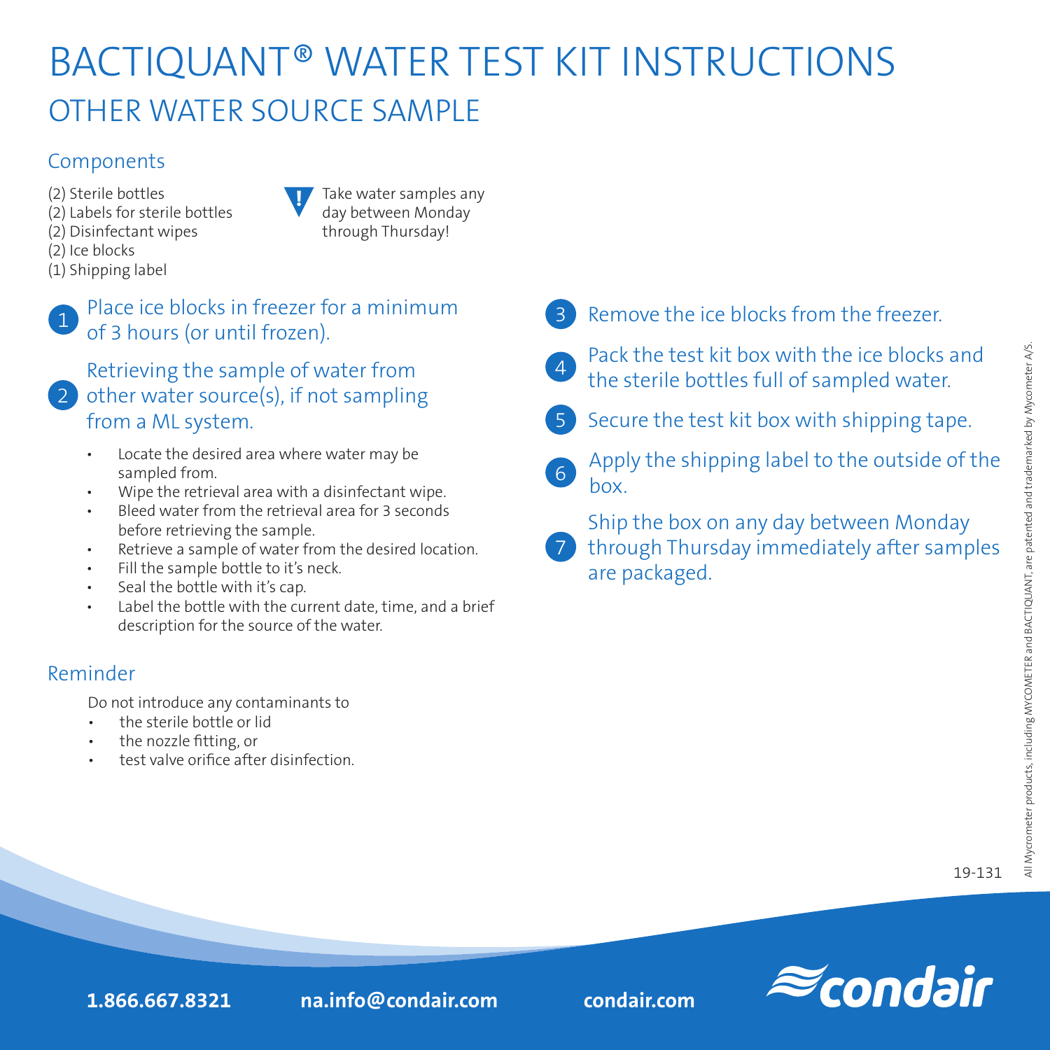# BACTIQUANT® WATER TEST KIT INSTRUCTIONS

## OTHER WATER SOURCE SAMPLE

### Components

(2) Sterile bottles
(2) Labels for sterile bottles
(2) Disinfectant wipes
(2) Ice blocks
(1) Shipping label

! Take water samples any day between Monday through Thursday!

1. Place ice blocks in freezer for a minimum of 3 hours (or until frozen).

2. Retrieving the sample of water from other water source(s), if not sampling from a ML system.
   - Locate the desired area where water may be sampled from.
   - Wipe the retrieval area with a disinfectant wipe.
   - Bleed water from the retrieval area for 3 seconds before retrieving the sample.
   - Retrieve a sample of water from the desired location.
   - Fill the sample bottle to it's neck.
   - Seal the bottle with it's cap.
   - Label the bottle with the current date, time, and a brief description for the source of the water.

### Reminder

Do not introduce any contaminants to
- the sterile bottle or lid
- the nozzle fitting, or
- test valve orifice after disinfection.

3. Remove the ice blocks from the freezer.

4. Pack the test kit box with the ice blocks and the sterile bottles full of sampled water.

5. Secure the test kit box with shipping tape.

6. Apply the shipping label to the outside of the box.

7. Ship the box on any day between Monday through Thursday immediately after samples are packaged.

All Mycrometer products, including MYCOMETER and BACTIQUANT, are patented and trademarked by Mycometer A/S.

19-131

**1.866.667.8321** **na.info@condair.com** **condair.com**

condair